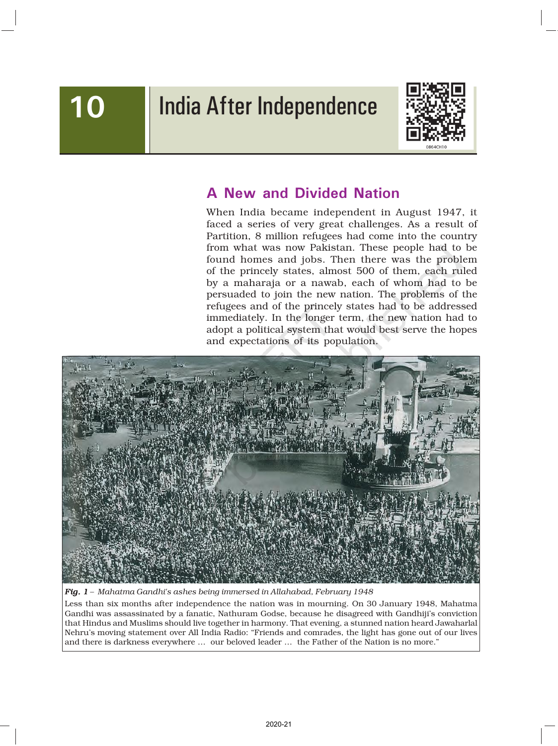# 10 India After Independence

## A New and Divided Nation

When India became independent in August 1947, it faced a series of very great challenges. As a result of Partition, 8 million refugees had come into the country from what was now Pakistan. These people had to be found homes and jobs. Then there was the problem of the princely states, almost 500 of them, each ruled by a maharaja or a nawab, each of whom had to be persuaded to join the new nation. The problems of the refugees and of the princely states had to be addressed immediately. In the longer term, the new nation had to adopt a political system that would best serve the hopes and expectations of its population.

***Fig. 1*** *– Mahatma Gandhi's ashes being immersed in Allahabad, February 1948*

Less than six months after independence the nation was in mourning. On 30 January 1948, Mahatma Gandhi was assassinated by a fanatic, Nathuram Godse, because he disagreed with Gandhiji's conviction that Hindus and Muslims should live together in harmony. That evening, a stunned nation heard Jawaharlal Nehru's moving statement over All India Radio: "Friends and comrades, the light has gone out of our lives and there is darkness everywhere … our beloved leader … the Father of the Nation is no more."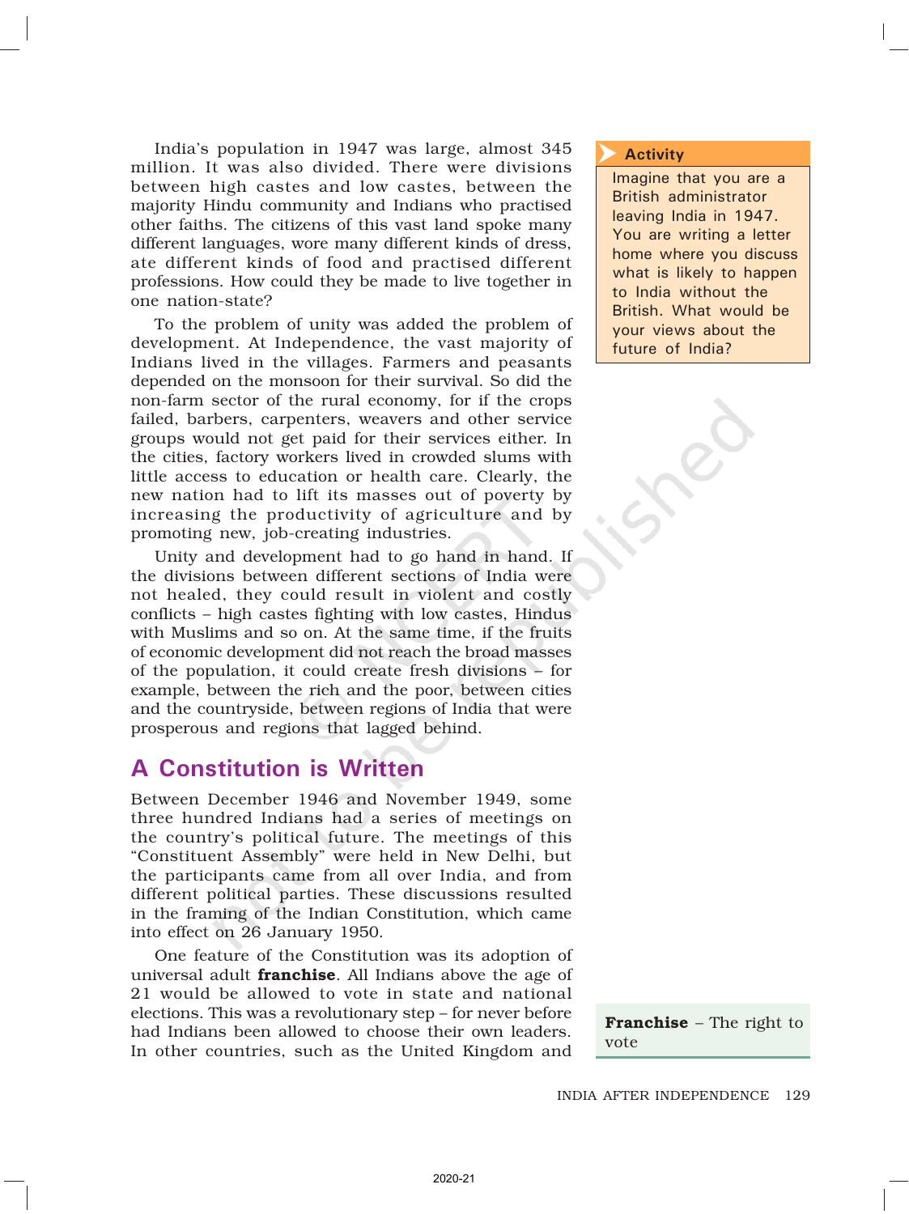India's population in 1947 was large, almost 345 million. It was also divided. There were divisions between high castes and low castes, between the majority Hindu community and Indians who practised other faiths. The citizens of this vast land spoke many different languages, wore many different kinds of dress, ate different kinds of food and practised different professions. How could they be made to live together in one nation-state?

To the problem of unity was added the problem of development. At Independence, the vast majority of Indians lived in the villages. Farmers and peasants depended on the monsoon for their survival. So did the non-farm sector of the rural economy, for if the crops failed, barbers, carpenters, weavers and other service groups would not get paid for their services either. In the cities, factory workers lived in crowded slums with little access to education or health care. Clearly, the new nation had to lift its masses out of poverty by increasing the productivity of agriculture and by promoting new, job-creating industries.

Unity and development had to go hand in hand. If the divisions between different sections of India were not healed, they could result in violent and costly conflicts – high castes fighting with low castes, Hindus with Muslims and so on. At the same time, if the fruits of economic development did not reach the broad masses of the population, it could create fresh divisions – for example, between the rich and the poor, between cities and the countryside, between regions of India that were prosperous and regions that lagged behind.

> **Activity**
>
> Imagine that you are a British administrator leaving India in 1947. You are writing a letter home where you discuss what is likely to happen to India without the British. What would be your views about the future of India?

## A Constitution is Written

Between December 1946 and November 1949, some three hundred Indians had a series of meetings on the country's political future. The meetings of this "Constituent Assembly" were held in New Delhi, but the participants came from all over India, and from different political parties. These discussions resulted in the framing of the Indian Constitution, which came into effect on 26 January 1950.

One feature of the Constitution was its adoption of universal adult **franchise**. All Indians above the age of 21 would be allowed to vote in state and national elections. This was a revolutionary step – for never before had Indians been allowed to choose their own leaders. In other countries, such as the United Kingdom and

> **Franchise** – The right to vote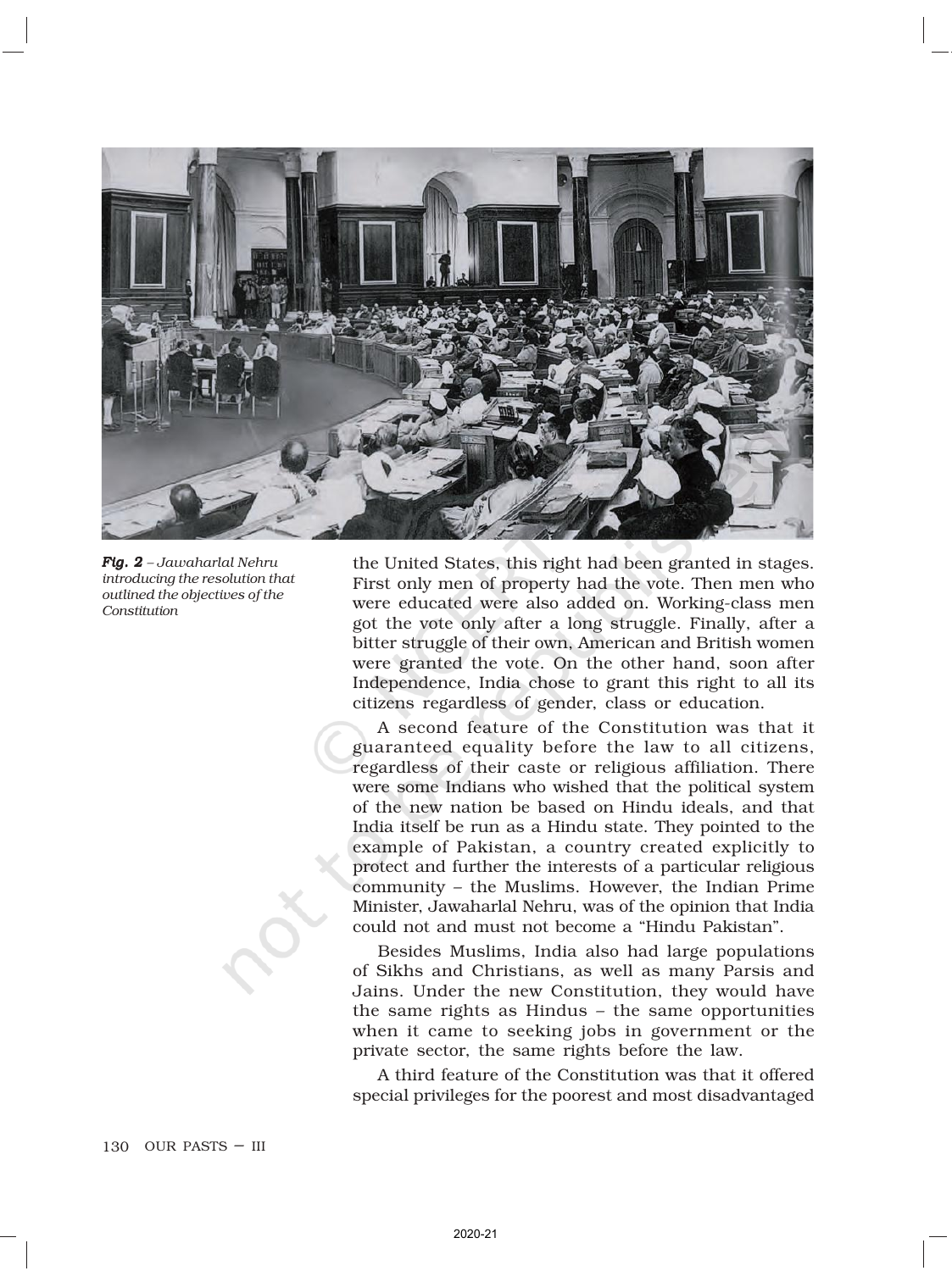*Fig. 2 – Jawaharlal Nehru introducing the resolution that outlined the objectives of the Constitution*

the United States, this right had been granted in stages. First only men of property had the vote. Then men who were educated were also added on. Working-class men got the vote only after a long struggle. Finally, after a bitter struggle of their own, American and British women were granted the vote. On the other hand, soon after Independence, India chose to grant this right to all its citizens regardless of gender, class or education.

A second feature of the Constitution was that it guaranteed equality before the law to all citizens, regardless of their caste or religious affiliation. There were some Indians who wished that the political system of the new nation be based on Hindu ideals, and that India itself be run as a Hindu state. They pointed to the example of Pakistan, a country created explicitly to protect and further the interests of a particular religious community – the Muslims. However, the Indian Prime Minister, Jawaharlal Nehru, was of the opinion that India could not and must not become a "Hindu Pakistan".

Besides Muslims, India also had large populations of Sikhs and Christians, as well as many Parsis and Jains. Under the new Constitution, they would have the same rights as Hindus – the same opportunities when it came to seeking jobs in government or the private sector, the same rights before the law.

A third feature of the Constitution was that it offered special privileges for the poorest and most disadvantaged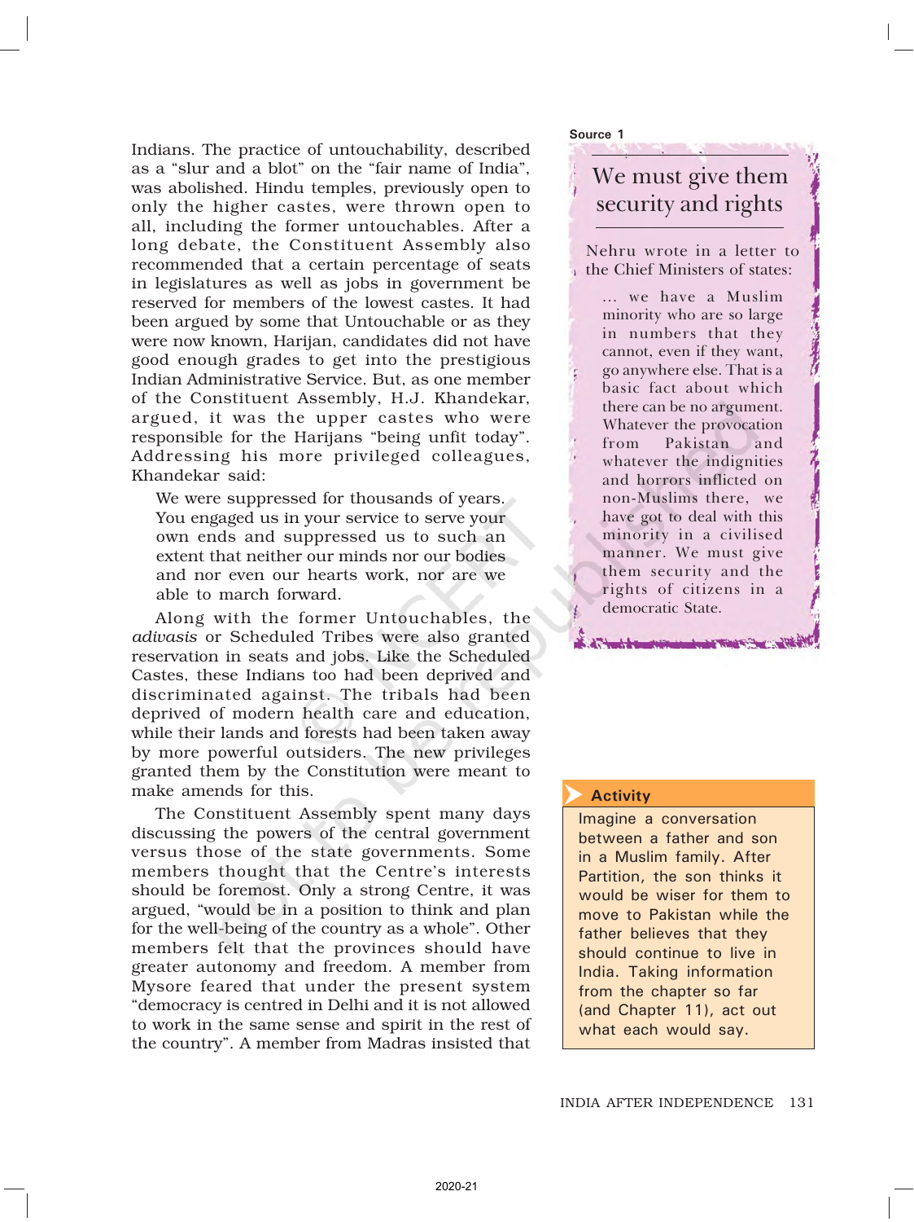Indians. The practice of untouchability, described as a "slur and a blot" on the "fair name of India", was abolished. Hindu temples, previously open to only the higher castes, were thrown open to all, including the former untouchables. After a long debate, the Constituent Assembly also recommended that a certain percentage of seats in legislatures as well as jobs in government be reserved for members of the lowest castes. It had been argued by some that Untouchable or as they were now known, Harijan, candidates did not have good enough grades to get into the prestigious Indian Administrative Service. But, as one member of the Constituent Assembly, H.J. Khandekar, argued, it was the upper castes who were responsible for the Harijans "being unfit today". Addressing his more privileged colleagues, Khandekar said:

> We were suppressed for thousands of years. You engaged us in your service to serve your own ends and suppressed us to such an extent that neither our minds nor our bodies and nor even our hearts work, nor are we able to march forward.

Along with the former Untouchables, the *adivasis* or Scheduled Tribes were also granted reservation in seats and jobs. Like the Scheduled Castes, these Indians too had been deprived and discriminated against. The tribals had been deprived of modern health care and education, while their lands and forests had been taken away by more powerful outsiders. The new privileges granted them by the Constitution were meant to make amends for this.

The Constituent Assembly spent many days discussing the powers of the central government versus those of the state governments. Some members thought that the Centre's interests should be foremost. Only a strong Centre, it was argued, "would be in a position to think and plan for the well-being of the country as a whole". Other members felt that the provinces should have greater autonomy and freedom. A member from Mysore feared that under the present system "democracy is centred in Delhi and it is not allowed to work in the same sense and spirit in the rest of the country". A member from Madras insisted that

**Source 1**

## We must give them security and rights

Nehru wrote in a letter to the Chief Ministers of states:

> ... we have a Muslim minority who are so large in numbers that they cannot, even if they want, go anywhere else. That is a basic fact about which there can be no argument. Whatever the provocation from Pakistan and whatever the indignities and horrors inflicted on non-Muslims there, we have got to deal with this minority in a civilised manner. We must give them security and the rights of citizens in a democratic State.

**Activity**

Imagine a conversation between a father and son in a Muslim family. After Partition, the son thinks it would be wiser for them to move to Pakistan while the father believes that they should continue to live in India. Taking information from the chapter so far (and Chapter 11), act out what each would say.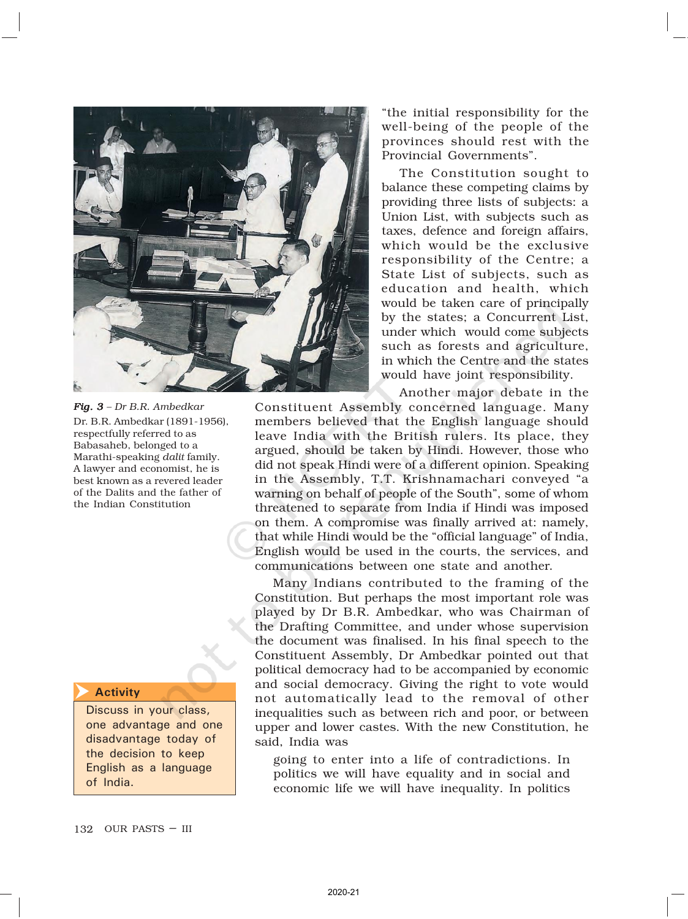"the initial responsibility for the well-being of the people of the provinces should rest with the Provincial Governments".

The Constitution sought to balance these competing claims by providing three lists of subjects: a Union List, with subjects such as taxes, defence and foreign affairs, which would be the exclusive responsibility of the Centre; a State List of subjects, such as education and health, which would be taken care of principally by the states; a Concurrent List, under which would come subjects such as forests and agriculture, in which the Centre and the states would have joint responsibility.

*Fig. 3 – Dr B.R. Ambedkar*

Dr. B.R. Ambedkar (1891-1956), respectfully referred to as Babasaheb, belonged to a Marathi-speaking *dalit* family. A lawyer and economist, he is best known as a revered leader of the Dalits and the father of the Indian Constitution

Another major debate in the Constituent Assembly concerned language. Many members believed that the English language should leave India with the British rulers. Its place, they argued, should be taken by Hindi. However, those who did not speak Hindi were of a different opinion. Speaking in the Assembly, T.T. Krishnamachari conveyed "a warning on behalf of people of the South", some of whom threatened to separate from India if Hindi was imposed on them. A compromise was finally arrived at: namely, that while Hindi would be the "official language" of India, English would be used in the courts, the services, and communications between one state and another.

Many Indians contributed to the framing of the Constitution. But perhaps the most important role was played by Dr B.R. Ambedkar, who was Chairman of the Drafting Committee, and under whose supervision the document was finalised. In his final speech to the Constituent Assembly, Dr Ambedkar pointed out that political democracy had to be accompanied by economic and social democracy. Giving the right to vote would not automatically lead to the removal of other inequalities such as between rich and poor, or between upper and lower castes. With the new Constitution, he said, India was

> going to enter into a life of contradictions. In politics we will have equality and in social and economic life we will have inequality. In politics

**Activity**

Discuss in your class, one advantage and one disadvantage today of the decision to keep English as a language of India.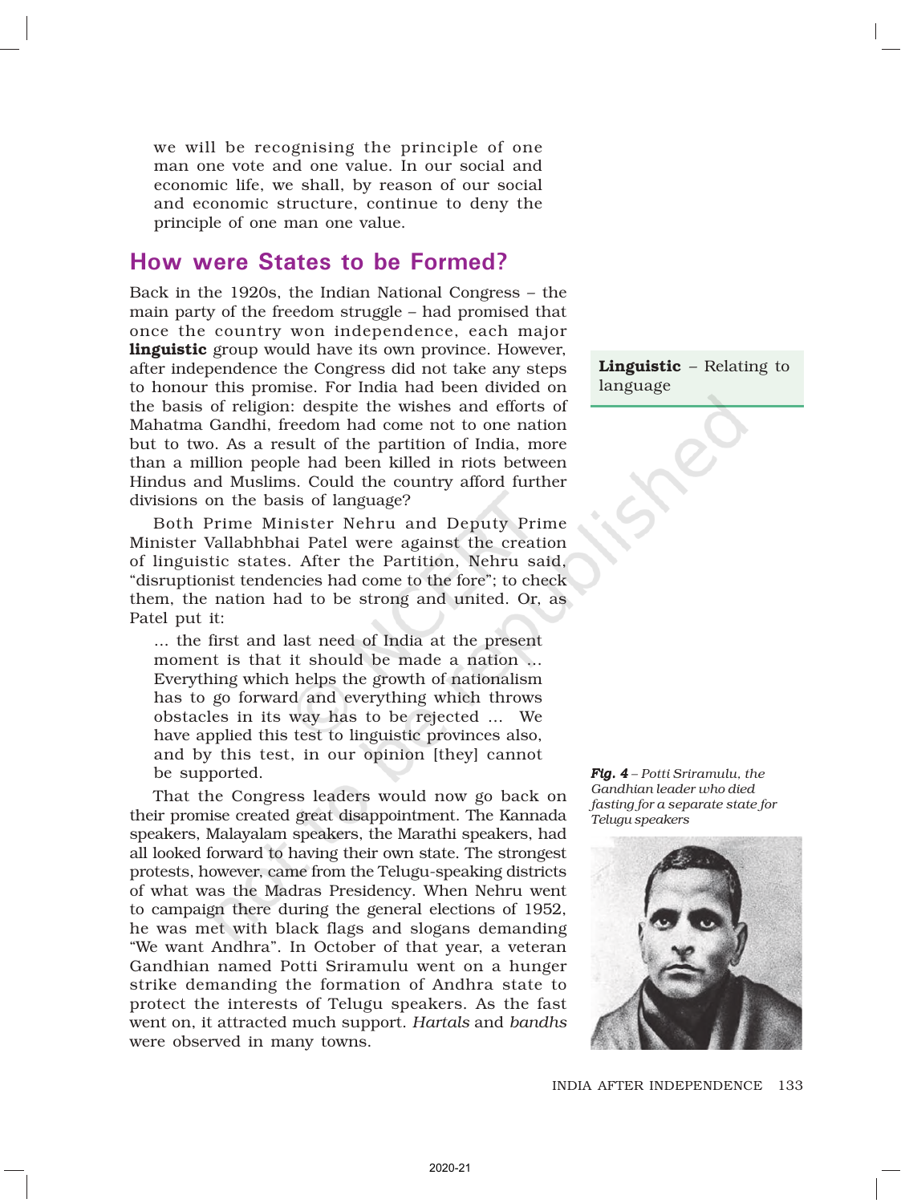we will be recognising the principle of one man one vote and one value. In our social and economic life, we shall, by reason of our social and economic structure, continue to deny the principle of one man one value.

## How were States to be Formed?

Back in the 1920s, the Indian National Congress – the main party of the freedom struggle – had promised that once the country won independence, each major **linguistic** group would have its own province. However, after independence the Congress did not take any steps to honour this promise. For India had been divided on the basis of religion: despite the wishes and efforts of Mahatma Gandhi, freedom had come not to one nation but to two. As a result of the partition of India, more than a million people had been killed in riots between Hindus and Muslims. Could the country afford further divisions on the basis of language?

**Linguistic** – Relating to language

Both Prime Minister Nehru and Deputy Prime Minister Vallabhbhai Patel were against the creation of linguistic states. After the Partition, Nehru said, "disruptionist tendencies had come to the fore"; to check them, the nation had to be strong and united. Or, as Patel put it:

> ... the first and last need of India at the present moment is that it should be made a nation ... Everything which helps the growth of nationalism has to go forward and everything which throws obstacles in its way has to be rejected ... We have applied this test to linguistic provinces also, and by this test, in our opinion [they] cannot be supported.

That the Congress leaders would now go back on their promise created great disappointment. The Kannada speakers, Malayalam speakers, the Marathi speakers, had all looked forward to having their own state. The strongest protests, however, came from the Telugu-speaking districts of what was the Madras Presidency. When Nehru went to campaign there during the general elections of 1952, he was met with black flags and slogans demanding "We want Andhra". In October of that year, a veteran Gandhian named Potti Sriramulu went on a hunger strike demanding the formation of Andhra state to protect the interests of Telugu speakers. As the fast went on, it attracted much support. *Hartals* and *bandhs* were observed in many towns.

***Fig. 4*** *– Potti Sriramulu, the Gandhian leader who died fasting for a separate state for Telugu speakers*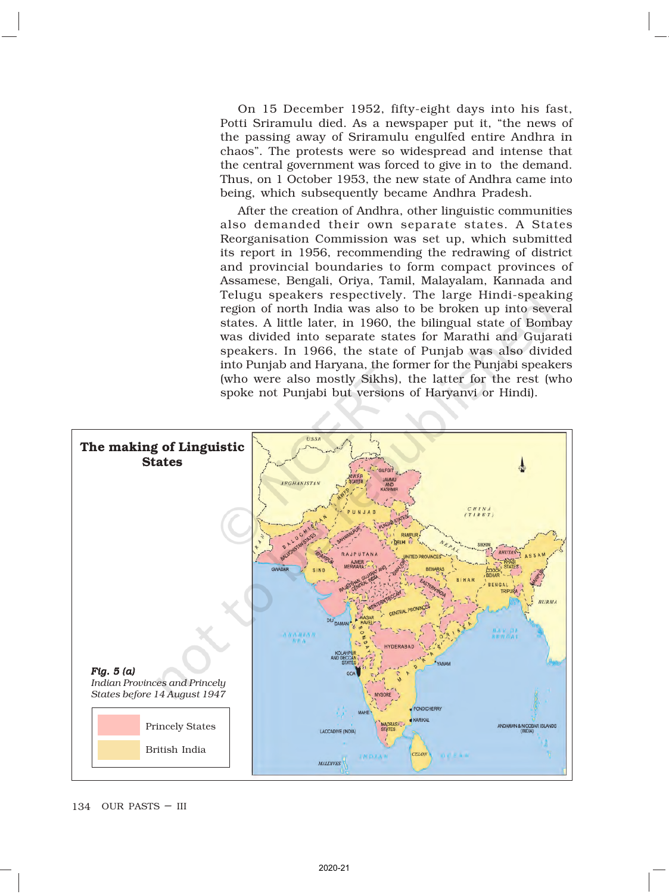On 15 December 1952, fifty-eight days into his fast, Potti Sriramulu died. As a newspaper put it, "the news of the passing away of Sriramulu engulfed entire Andhra in chaos". The protests were so widespread and intense that the central government was forced to give in to the demand. Thus, on 1 October 1953, the new state of Andhra came into being, which subsequently became Andhra Pradesh.

After the creation of Andhra, other linguistic communities also demanded their own separate states. A States Reorganisation Commission was set up, which submitted its report in 1956, recommending the redrawing of district and provincial boundaries to form compact provinces of Assamese, Bengali, Oriya, Tamil, Malayalam, Kannada and Telugu speakers respectively. The large Hindi-speaking region of north India was also to be broken up into several states. A little later, in 1960, the bilingual state of Bombay was divided into separate states for Marathi and Gujarati speakers. In 1966, the state of Punjab was also divided into Punjab and Haryana, the former for the Punjabi speakers (who were also mostly Sikhs), the latter for the rest (who spoke not Punjabi but versions of Haryanvi or Hindi).

**The making of Linguistic States**

***Fig. 5 (a)***
*Indian Provinces and Princely States before 14 August 1947*

Princely States

British India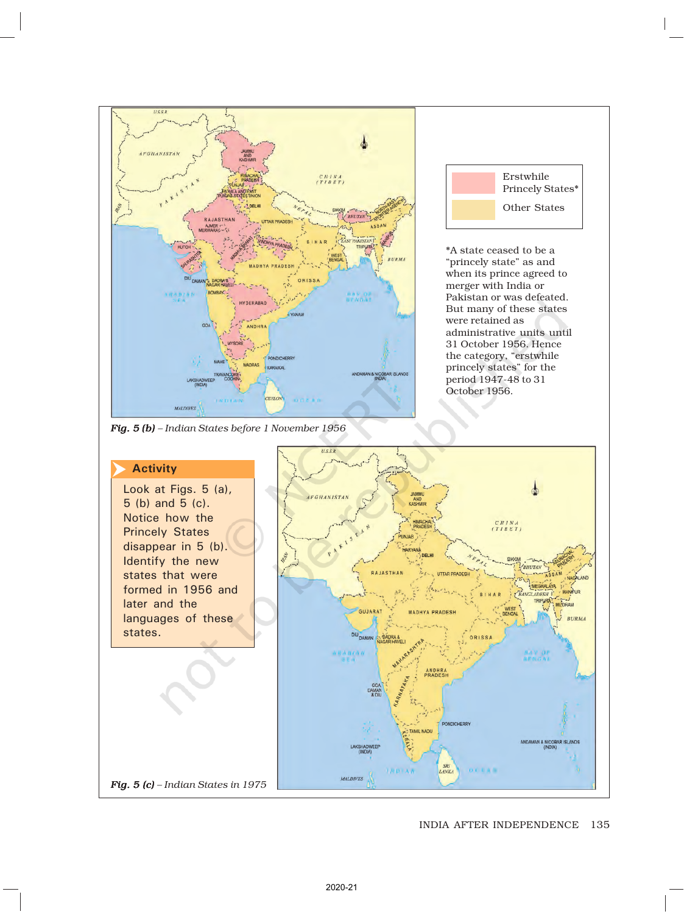Erstwhile Princely States*

Other States

*A state ceased to be a "princely state" as and when its prince agreed to merger with India or Pakistan or was defeated. But many of these states were retained as administrative units until 31 October 1956. Hence the category, "erstwhile princely states" for the period 1947-48 to 31 October 1956.

*Fig. 5 (b)* – *Indian States before 1 November 1956*

### Activity

Look at Figs. 5 (a), 5 (b) and 5 (c). Notice how the Princely States disappear in 5 (b). Identify the new states that were formed in 1956 and later and the languages of these states.

*Fig. 5 (c)* – *Indian States in 1975*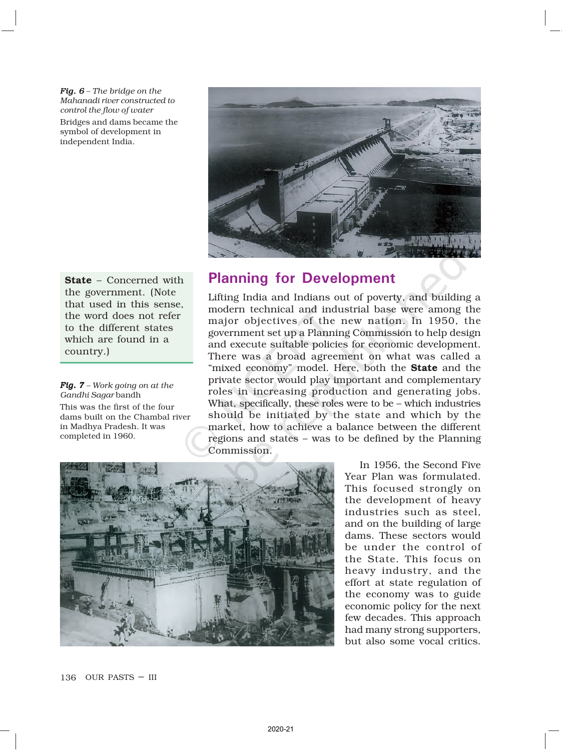*Fig. 6 – The bridge on the Mahanadi river constructed to control the flow of water*

Bridges and dams became the symbol of development in independent India.

**State** – Concerned with the government. (Note that used in this sense, the word does not refer to the different states which are found in a country.)

## Planning for Development

Lifting India and Indians out of poverty, and building a modern technical and industrial base were among the major objectives of the new nation. In 1950, the government set up a Planning Commission to help design and execute suitable policies for economic development. There was a broad agreement on what was called a "mixed economy" model. Here, both the **State** and the private sector would play important and complementary roles in increasing production and generating jobs. What, specifically, these roles were to be – which industries should be initiated by the state and which by the market, how to achieve a balance between the different regions and states – was to be defined by the Planning Commission.

*Fig. 7 – Work going on at the Gandhi Sagar* bandh

This was the first of the four dams built on the Chambal river in Madhya Pradesh. It was completed in 1960.

In 1956, the Second Five Year Plan was formulated. This focused strongly on the development of heavy industries such as steel, and on the building of large dams. These sectors would be under the control of the State. This focus on heavy industry, and the effort at state regulation of the economy was to guide economic policy for the next few decades. This approach had many strong supporters, but also some vocal critics.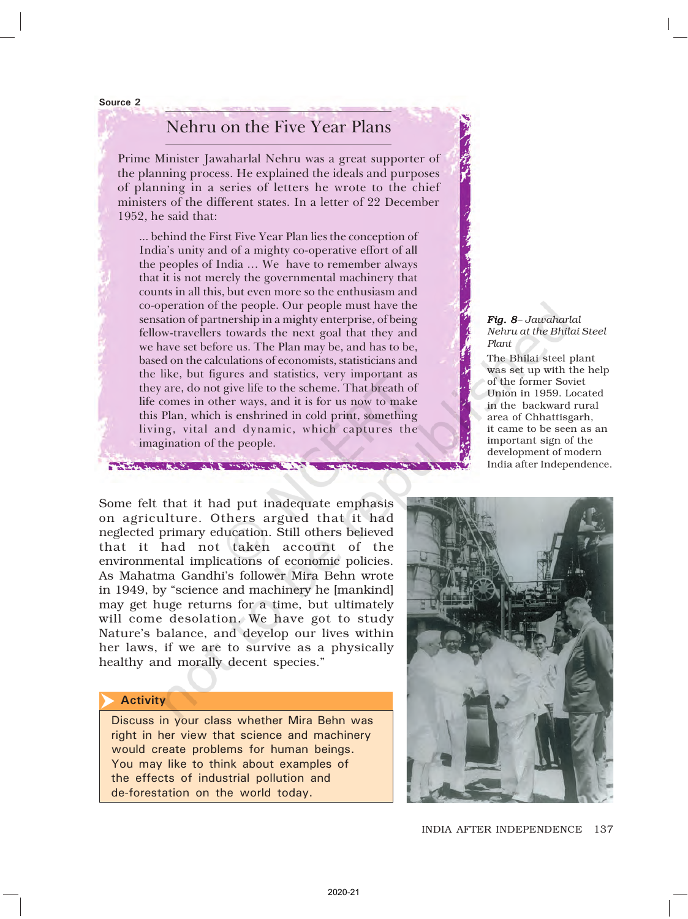Source 2

## Nehru on the Five Year Plans

Prime Minister Jawaharlal Nehru was a great supporter of the planning process. He explained the ideals and purposes of planning in a series of letters he wrote to the chief ministers of the different states. In a letter of 22 December 1952, he said that:

> ... behind the First Five Year Plan lies the conception of India's unity and of a mighty co-operative effort of all the peoples of India ... We have to remember always that it is not merely the governmental machinery that counts in all this, but even more so the enthusiasm and co-operation of the people. Our people must have the sensation of partnership in a mighty enterprise, of being fellow-travellers towards the next goal that they and we have set before us. The Plan may be, and has to be, based on the calculations of economists, statisticians and the like, but figures and statistics, very important as they are, do not give life to the scheme. That breath of life comes in other ways, and it is for us now to make this Plan, which is enshrined in cold print, something living, vital and dynamic, which captures the imagination of the people.

***Fig. 8**– Jawaharlal Nehru at the Bhilai Steel Plant*

The Bhilai steel plant was set up with the help of the former Soviet Union in 1959. Located in the backward rural area of Chhattisgarh, it came to be seen as an important sign of the development of modern India after Independence.

Some felt that it had put inadequate emphasis on agriculture. Others argued that it had neglected primary education. Still others believed that it had not taken account of the environmental implications of economic policies. As Mahatma Gandhi's follower Mira Behn wrote in 1949, by "science and machinery he [mankind] may get huge returns for a time, but ultimately will come desolation. We have got to study Nature's balance, and develop our lives within her laws, if we are to survive as a physically healthy and morally decent species."

**Activity**

Discuss in your class whether Mira Behn was right in her view that science and machinery would create problems for human beings. You may like to think about examples of the effects of industrial pollution and de-forestation on the world today.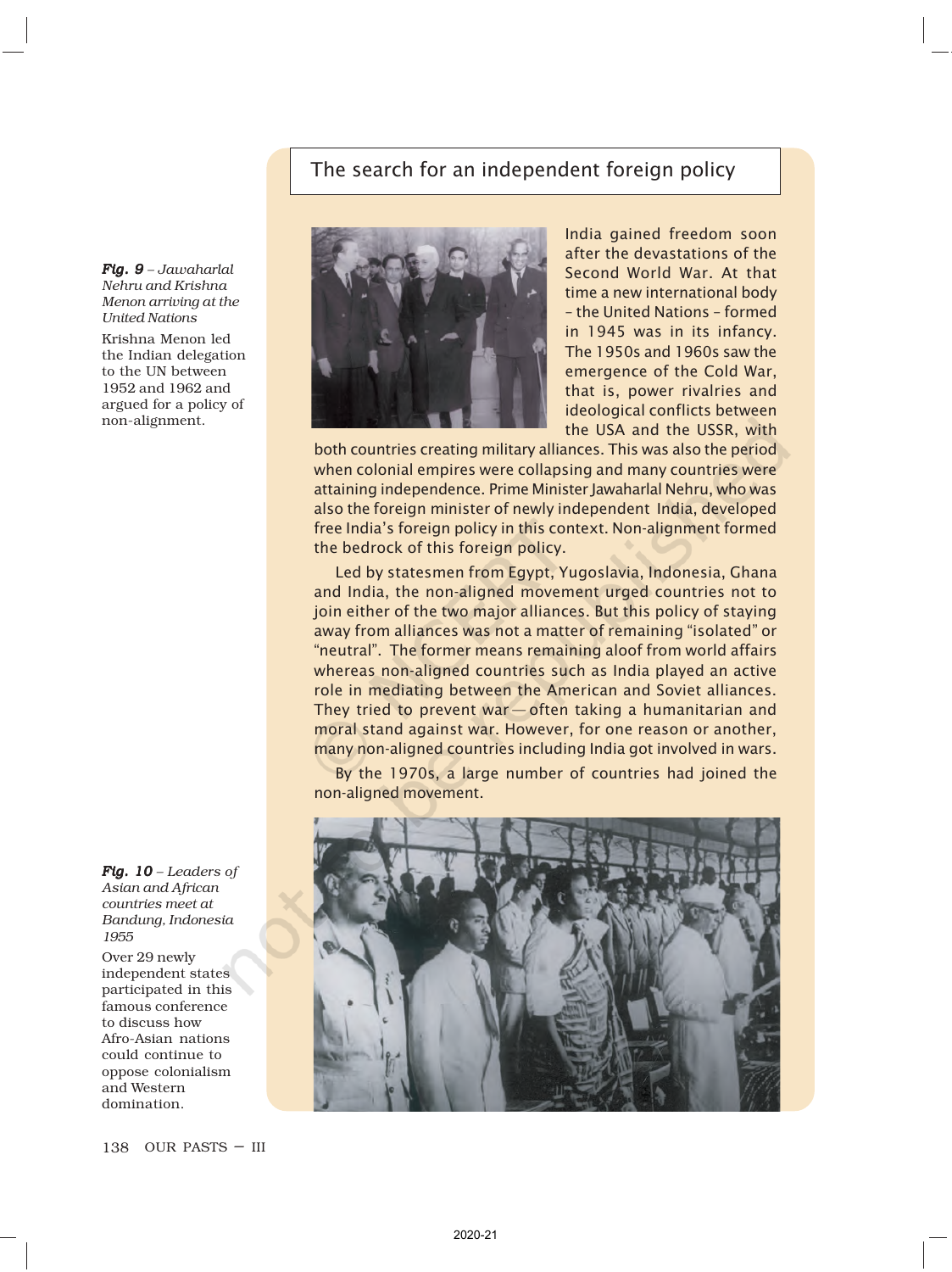## The search for an independent foreign policy

*Fig. 9 – Jawaharlal Nehru and Krishna Menon arriving at the United Nations*

Krishna Menon led the Indian delegation to the UN between 1952 and 1962 and argued for a policy of non-alignment.

India gained freedom soon after the devastations of the Second World War. At that time a new international body – the United Nations – formed in 1945 was in its infancy. The 1950s and 1960s saw the emergence of the Cold War, that is, power rivalries and ideological conflicts between the USA and the USSR, with both countries creating military alliances. This was also the period when colonial empires were collapsing and many countries were attaining independence. Prime Minister Jawaharlal Nehru, who was also the foreign minister of newly independent India, developed free India's foreign policy in this context. Non-alignment formed the bedrock of this foreign policy.

Led by statesmen from Egypt, Yugoslavia, Indonesia, Ghana and India, the non-aligned movement urged countries not to join either of the two major alliances. But this policy of staying away from alliances was not a matter of remaining "isolated" or "neutral". The former means remaining aloof from world affairs whereas non-aligned countries such as India played an active role in mediating between the American and Soviet alliances. They tried to prevent war — often taking a humanitarian and moral stand against war. However, for one reason or another, many non-aligned countries including India got involved in wars.

By the 1970s, a large number of countries had joined the non-aligned movement.

*Fig. 10 – Leaders of Asian and African countries meet at Bandung, Indonesia 1955*

Over 29 newly independent states participated in this famous conference to discuss how Afro-Asian nations could continue to oppose colonialism and Western domination.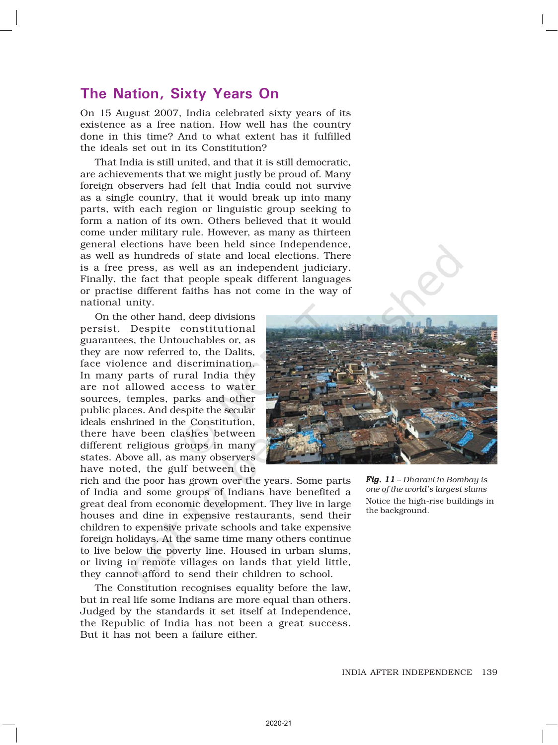## The Nation, Sixty Years On

On 15 August 2007, India celebrated sixty years of its existence as a free nation. How well has the country done in this time? And to what extent has it fulfilled the ideals set out in its Constitution?

That India is still united, and that it is still democratic, are achievements that we might justly be proud of. Many foreign observers had felt that India could not survive as a single country, that it would break up into many parts, with each region or linguistic group seeking to form a nation of its own. Others believed that it would come under military rule. However, as many as thirteen general elections have been held since Independence, as well as hundreds of state and local elections. There is a free press, as well as an independent judiciary. Finally, the fact that people speak different languages or practise different faiths has not come in the way of national unity.

On the other hand, deep divisions persist. Despite constitutional guarantees, the Untouchables or, as they are now referred to, the Dalits, face violence and discrimination. In many parts of rural India they are not allowed access to water sources, temples, parks and other public places. And despite the secular ideals enshrined in the Constitution, there have been clashes between different religious groups in many states. Above all, as many observers have noted, the gulf between the rich and the poor has grown over the years. Some parts of India and some groups of Indians have benefited a great deal from economic development. They live in large houses and dine in expensive restaurants, send their children to expensive private schools and take expensive foreign holidays. At the same time many others continue to live below the poverty line. Housed in urban slums, or living in remote villages on lands that yield little, they cannot afford to send their children to school.

The Constitution recognises equality before the law, but in real life some Indians are more equal than others. Judged by the standards it set itself at Independence, the Republic of India has not been a great success. But it has not been a failure either.

***Fig. 11*** *– Dharavi in Bombay is one of the world's largest slums*

Notice the high-rise buildings in the background.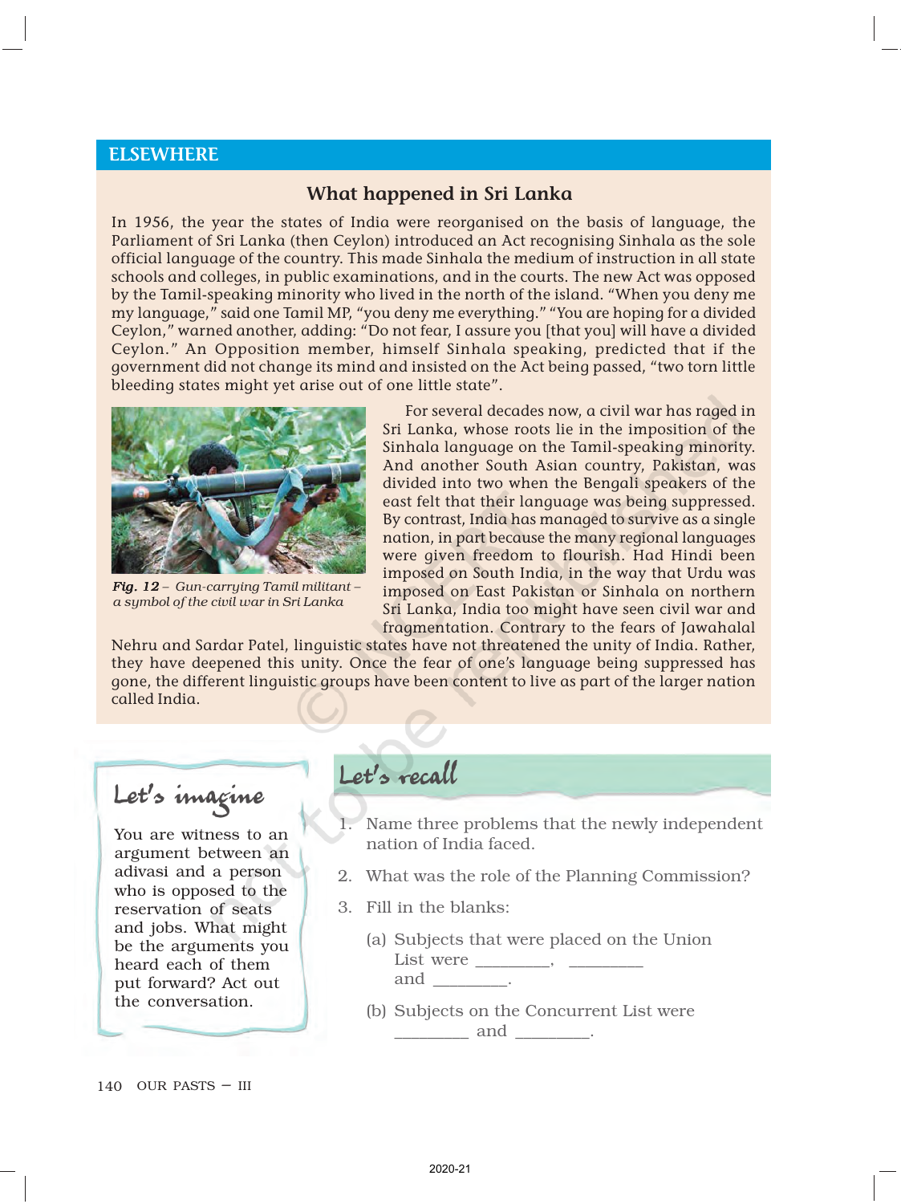## ELSEWHERE

### What happened in Sri Lanka

In 1956, the year the states of India were reorganised on the basis of language, the Parliament of Sri Lanka (then Ceylon) introduced an Act recognising Sinhala as the sole official language of the country. This made Sinhala the medium of instruction in all state schools and colleges, in public examinations, and in the courts. The new Act was opposed by the Tamil-speaking minority who lived in the north of the island. "When you deny me my language," said one Tamil MP, "you deny me everything." "You are hoping for a divided Ceylon," warned another, adding: "Do not fear, I assure you [that you] will have a divided Ceylon." An Opposition member, himself Sinhala speaking, predicted that if the government did not change its mind and insisted on the Act being passed, "two torn little bleeding states might yet arise out of one little state".

*Fig. 12* – *Gun-carrying Tamil militant – a symbol of the civil war in Sri Lanka*

For several decades now, a civil war has raged in Sri Lanka, whose roots lie in the imposition of the Sinhala language on the Tamil-speaking minority. And another South Asian country, Pakistan, was divided into two when the Bengali speakers of the east felt that their language was being suppressed. By contrast, India has managed to survive as a single nation, in part because the many regional languages were given freedom to flourish. Had Hindi been imposed on South India, in the way that Urdu was imposed on East Pakistan or Sinhala on northern Sri Lanka, India too might have seen civil war and fragmentation. Contrary to the fears of Jawahalal Nehru and Sardar Patel, linguistic states have not threatened the unity of India. Rather, they have deepened this unity. Once the fear of one's language being suppressed has gone, the different linguistic groups have been content to live as part of the larger nation called India.

### Let's imagine

You are witness to an argument between an adivasi and a person who is opposed to the reservation of seats and jobs. What might be the arguments you heard each of them put forward? Act out the conversation.

### Let's recall

1. Name three problems that the newly independent nation of India faced.
2. What was the role of the Planning Commission?
3. Fill in the blanks:
   (a) Subjects that were placed on the Union List were ________, ________ and ________.
   (b) Subjects on the Concurrent List were ________ and ________.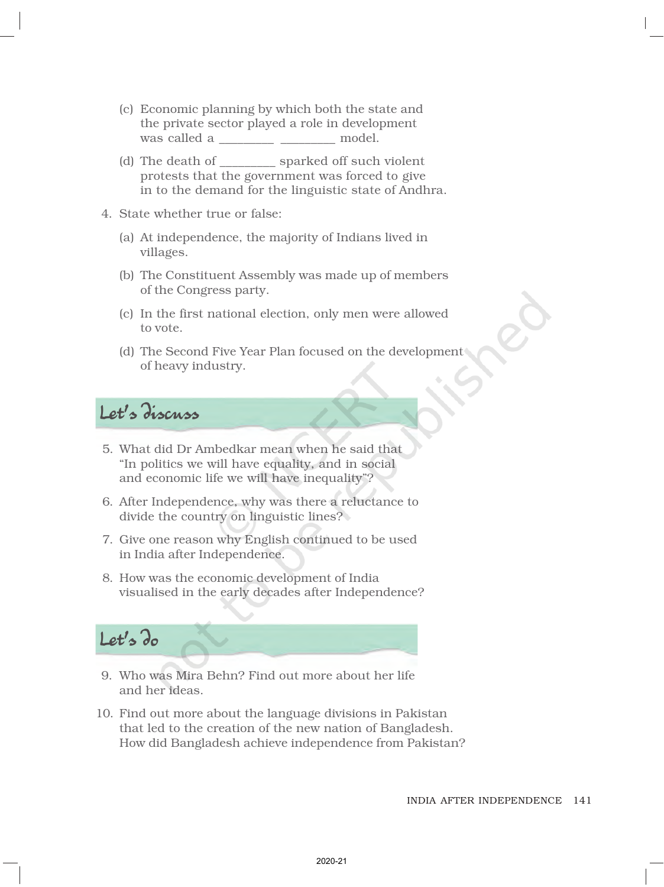(c) Economic planning by which both the state and the private sector played a role in development was called a _________ _________ model.

(d) The death of _________ sparked off such violent protests that the government was forced to give in to the demand for the linguistic state of Andhra.

4. State whether true or false:

(a) At independence, the majority of Indians lived in villages.

(b) The Constituent Assembly was made up of members of the Congress party.

(c) In the first national election, only men were allowed to vote.

(d) The Second Five Year Plan focused on the development of heavy industry.

## Let's discuss

5. What did Dr Ambedkar mean when he said that "In politics we will have equality, and in social and economic life we will have inequality"?

6. After Independence, why was there a reluctance to divide the country on linguistic lines?

7. Give one reason why English continued to be used in India after Independence.

8. How was the economic development of India visualised in the early decades after Independence?

## Let's do

9. Who was Mira Behn? Find out more about her life and her ideas.

10. Find out more about the language divisions in Pakistan that led to the creation of the new nation of Bangladesh. How did Bangladesh achieve independence from Pakistan?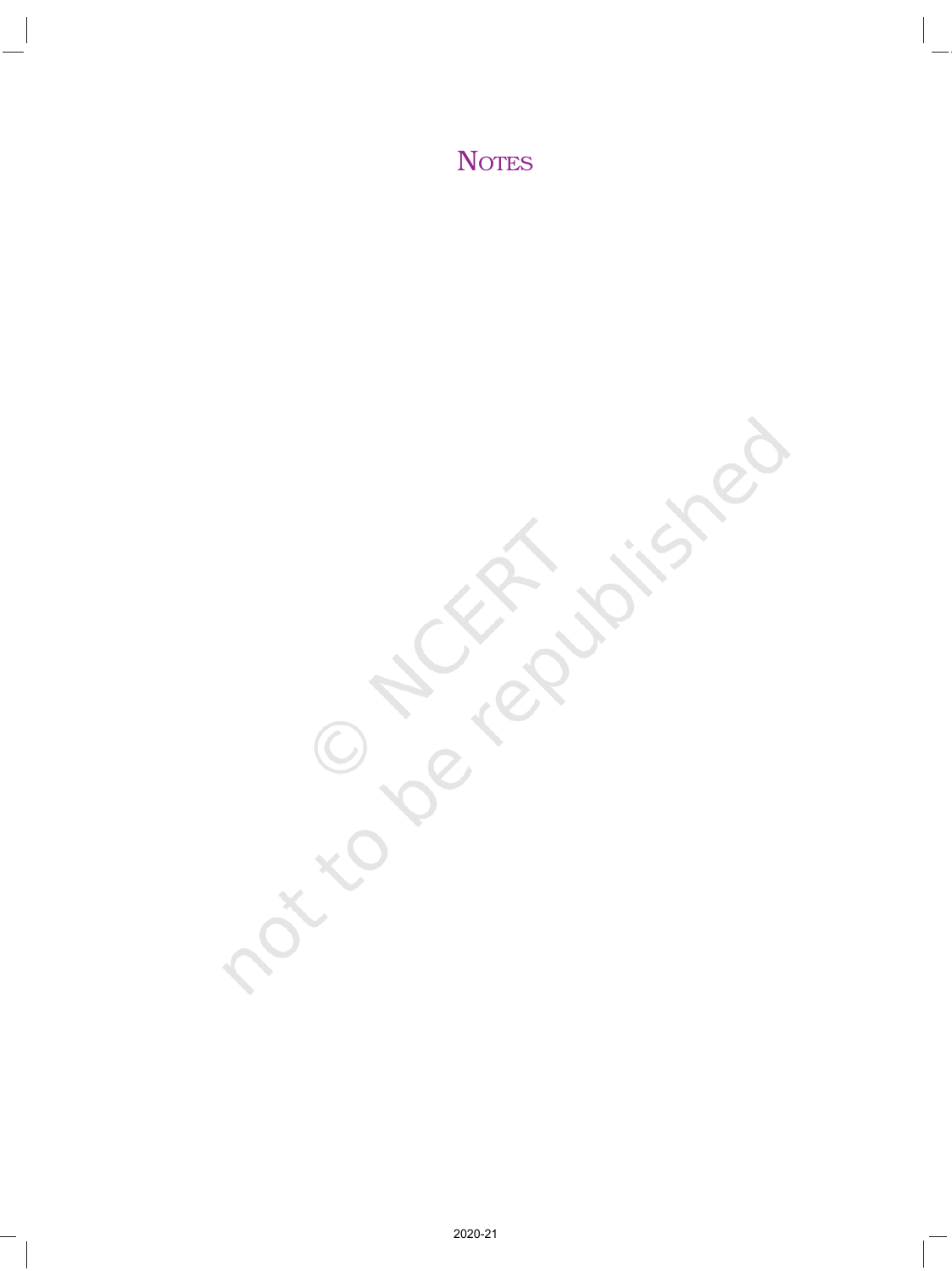# Notes